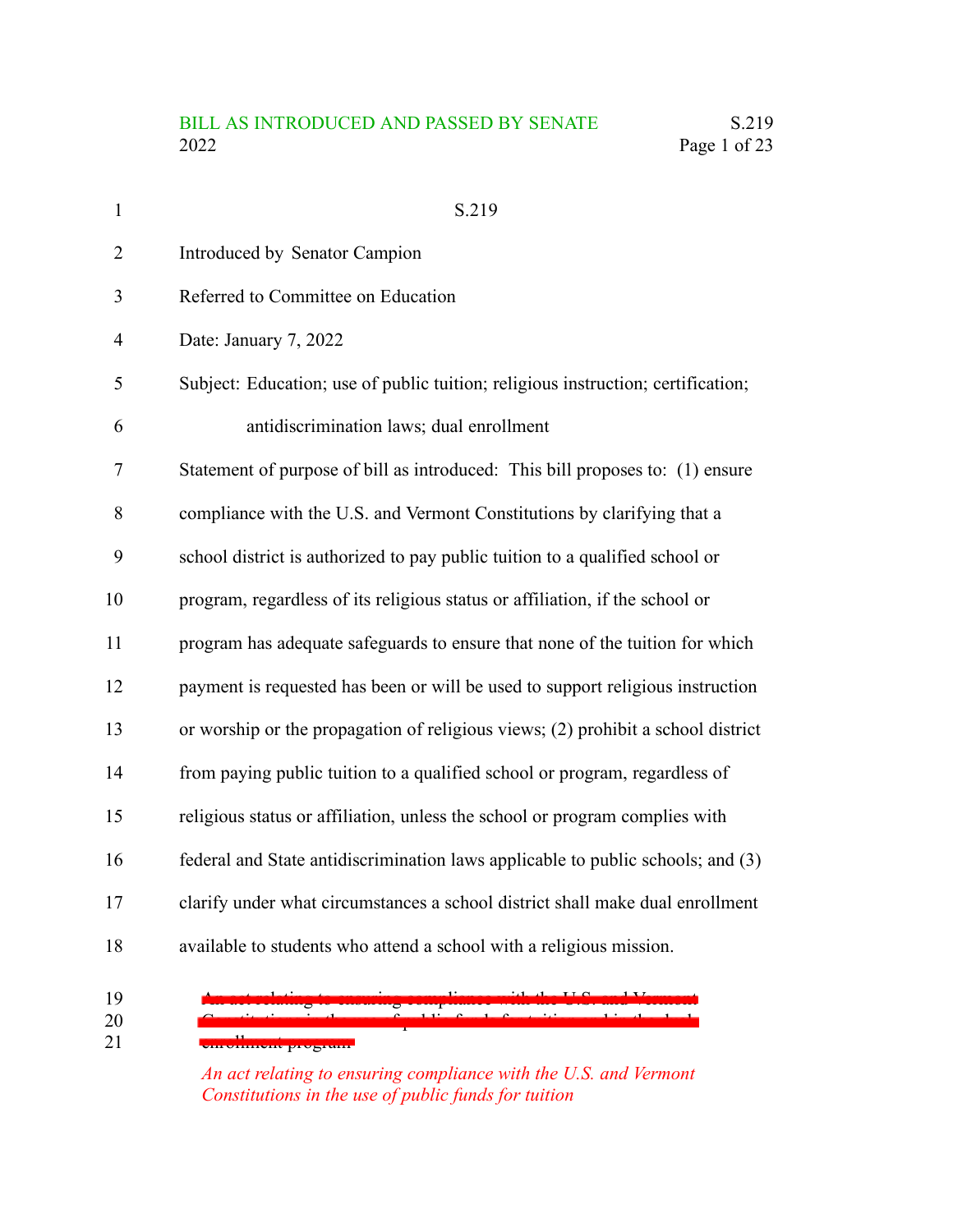S.219

Introduced by Senator Campion

Referred to Committee on Education

Date: January 7, 2022

Subject: Education; use of public tuition; religious instruction; certification; antidiscrimination laws; dual enrollment

Statement of purpose of bill as introduced: This bill proposes to: (1) ensure compliance with the U.S. and Vermont Constitutions by clarifying that a school district is authorized to pay public tuition to a qualified school or program, regardless of its religious status or affiliation, if the school or program has adequate safeguards to ensure that none of the tuition for which payment is requested has been or will be used to support religious instruction or worship or the propagation of religious views; (2) prohibit a school district from paying public tuition to a qualified school or program, regardless of religious status or affiliation, unless the school or program complies with federal and State antidiscrimination laws applicable to public schools; and (3) clarify under what circumstances a school district shall make dual enrollment available to students who attend a school with a religious mission.

~~An act relating to ensuring compliance with the U.S. and Vermont Constitutions in the use of public funds for tuition and in the dual enrollment program~~

*An act relating to ensuring compliance with the U.S. and Vermont Constitutions in the use of public funds for tuition*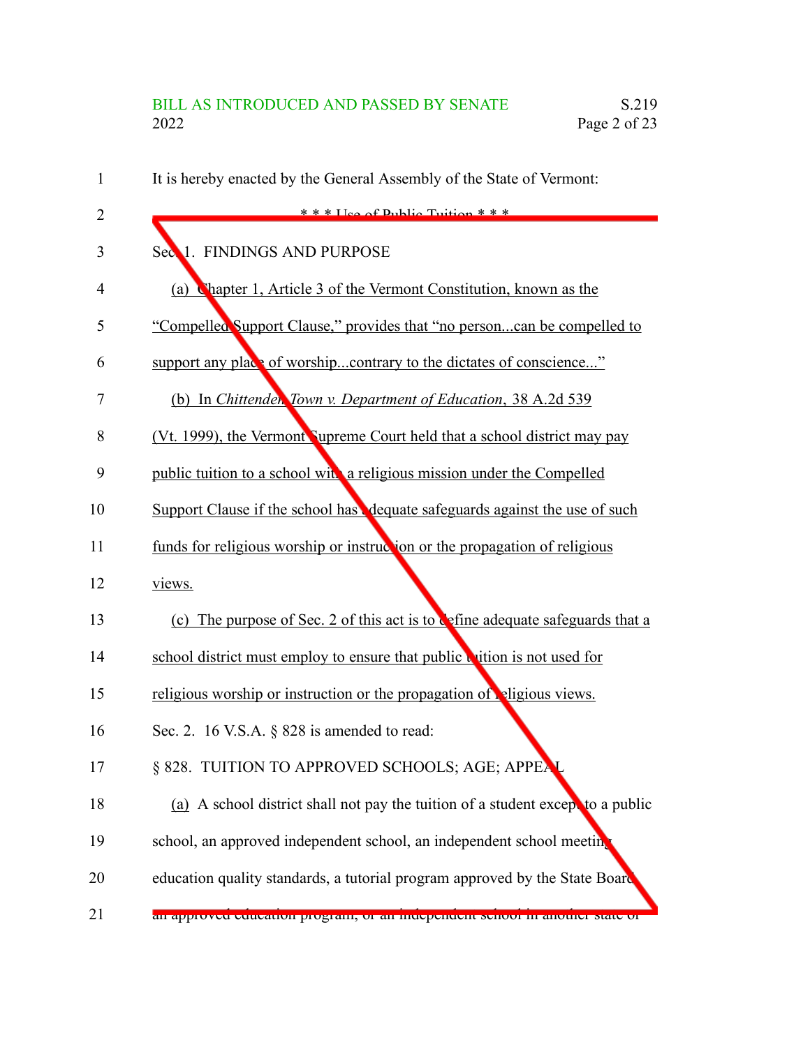It is hereby enacted by the General Assembly of the State of Vermont:

\* \* \* Use of Public Tuition \* \* \*

Sec. 1. FINDINGS AND PURPOSE

(a) Chapter 1, Article 3 of the Vermont Constitution, known as the "Compelled Support Clause," provides that "no person...can be compelled to support any place of worship...contrary to the dictates of conscience..."

(b) In *Chittenden Town v. Department of Education*, 38 A.2d 539 (Vt. 1999), the Vermont Supreme Court held that a school district may pay public tuition to a school with a religious mission under the Compelled Support Clause if the school has adequate safeguards against the use of such funds for religious worship or instruction or the propagation of religious views.

(c) The purpose of Sec. 2 of this act is to define adequate safeguards that a school district must employ to ensure that public tuition is not used for religious worship or instruction or the propagation of religious views.

Sec. 2. 16 V.S.A. § 828 is amended to read:

§ 828. TUITION TO APPROVED SCHOOLS; AGE; APPEAL

(a) A school district shall not pay the tuition of a student except to a public school, an approved independent school, an independent school meeting education quality standards, a tutorial program approved by the State Board, an approved education program, or an independent school in another state or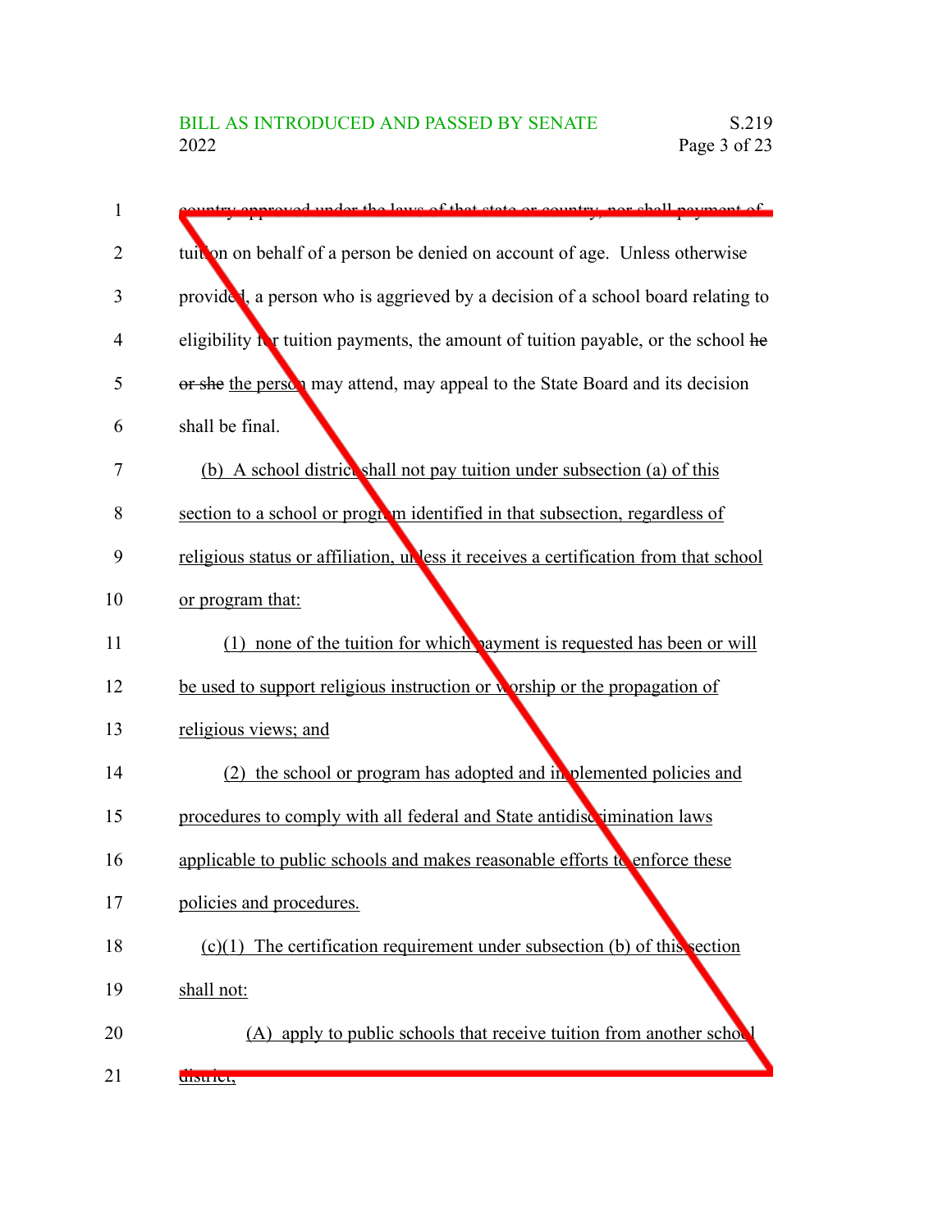country approved under the laws of that state or country, nor shall payment of tuition on behalf of a person be denied on account of age. Unless otherwise provided, a person who is aggrieved by a decision of a school board relating to eligibility for tuition payments, the amount of tuition payable, or the school ~~he or she~~ the person may attend, may appeal to the State Board and its decision shall be final.

(b) A school district shall not pay tuition under subsection (a) of this section to a school or program identified in that subsection, regardless of religious status or affiliation, unless it receives a certification from that school or program that:

(1) none of the tuition for which payment is requested has been or will be used to support religious instruction or worship or the propagation of religious views; and

(2) the school or program has adopted and implemented policies and procedures to comply with all federal and State antidiscrimination laws applicable to public schools and makes reasonable efforts to enforce these policies and procedures.

(c)(1) The certification requirement under subsection (b) of this section shall not:

(A) apply to public schools that receive tuition from another school district;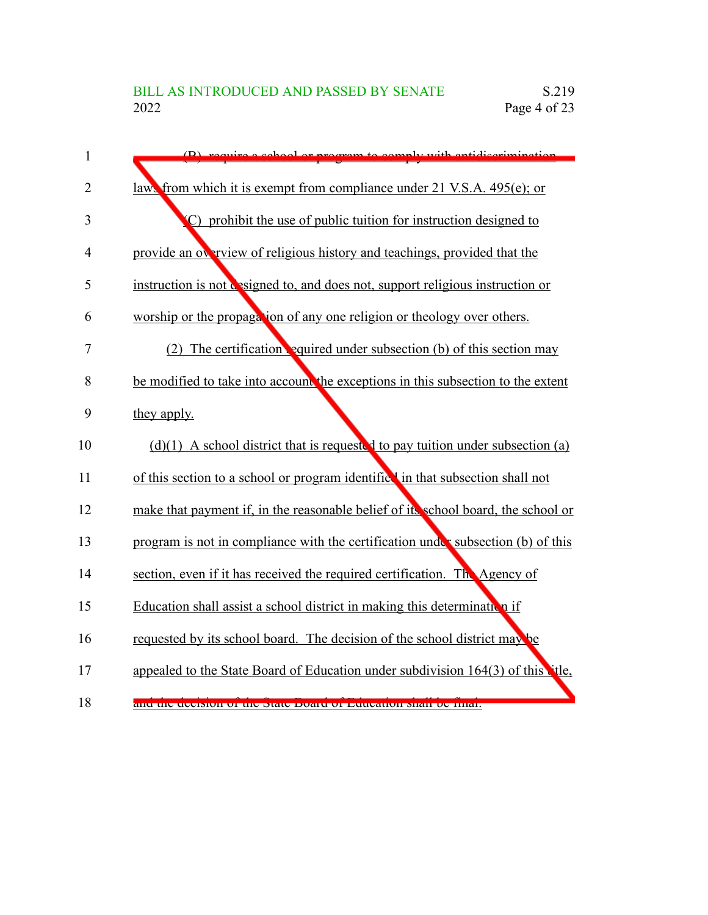(B) require a school or program to comply with antidiscrimination laws from which it is exempt from compliance under 21 V.S.A. 495(e); or

(C) prohibit the use of public tuition for instruction designed to provide an overview of religious history and teachings, provided that the instruction is not designed to, and does not, support religious instruction or worship or the propagation of any one religion or theology over others.

(2) The certification required under subsection (b) of this section may be modified to take into account the exceptions in this subsection to the extent they apply.

(d)(1) A school district that is requested to pay tuition under subsection (a) of this section to a school or program identified in that subsection shall not make that payment if, in the reasonable belief of its school board, the school or program is not in compliance with the certification under subsection (b) of this section, even if it has received the required certification. The Agency of Education shall assist a school district in making this determination if requested by its school board. The decision of the school district may be appealed to the State Board of Education under subdivision 164(3) of this title, and the decision of the State Board of Education shall be final.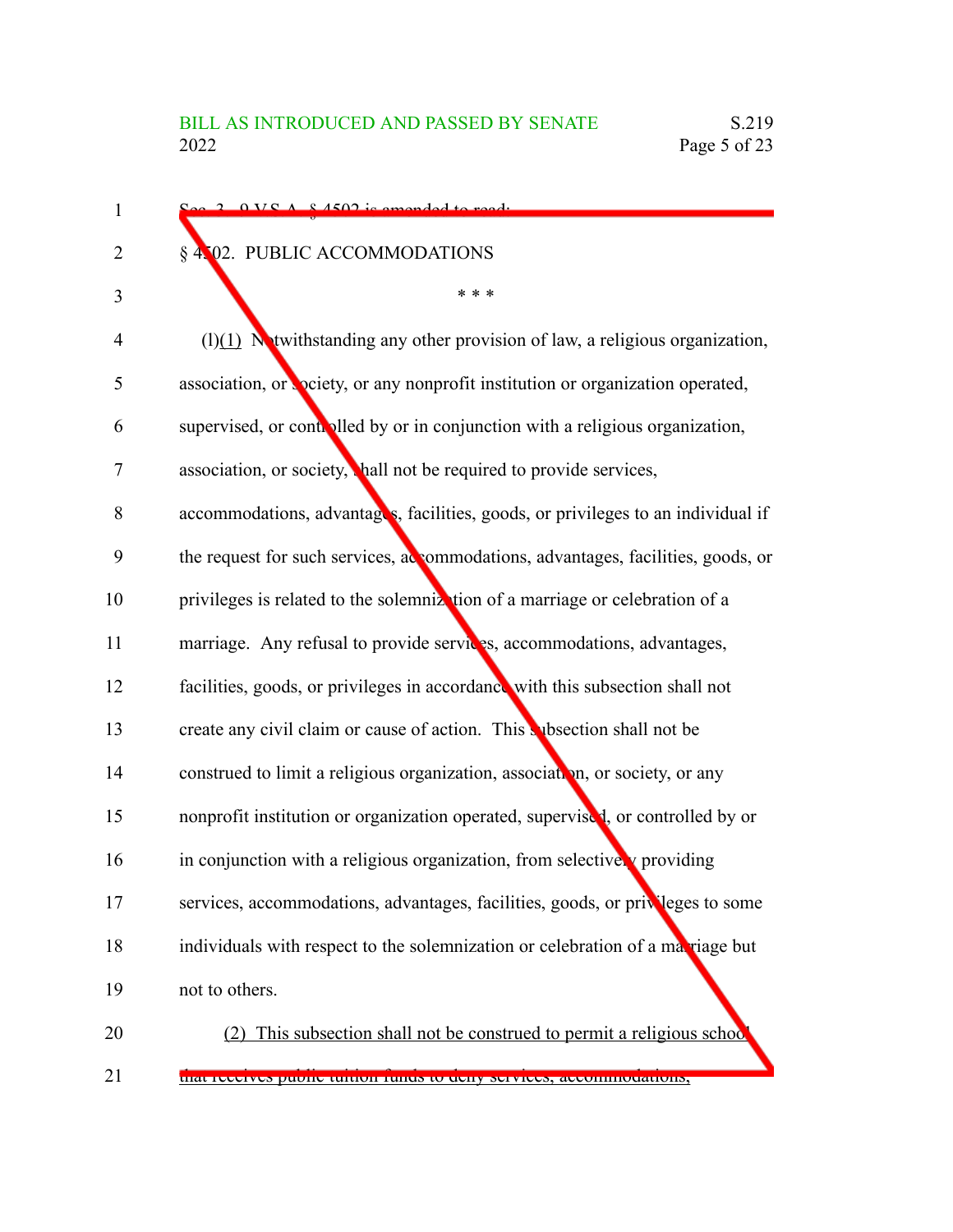Sec. 3. 9 V.S.A. § 4502 is amended to read:

§ 4502. PUBLIC ACCOMMODATIONS

\* \* \*

(l)<u>(1)</u> Notwithstanding any other provision of law, a religious organization, association, or society, or any nonprofit institution or organization operated, supervised, or controlled by or in conjunction with a religious organization, association, or society, shall not be required to provide services, accommodations, advantages, facilities, goods, or privileges to an individual if the request for such services, accommodations, advantages, facilities, goods, or privileges is related to the solemnization of a marriage or celebration of a marriage. Any refusal to provide services, accommodations, advantages, facilities, goods, or privileges in accordance with this subsection shall not create any civil claim or cause of action. This subsection shall not be construed to limit a religious organization, association, or society, or any nonprofit institution or organization operated, supervised, or controlled by or in conjunction with a religious organization, from selectively providing services, accommodations, advantages, facilities, goods, or privileges to some individuals with respect to the solemnization or celebration of a marriage but not to others.

<u>(2) This subsection shall not be construed to permit a religious school that receives public tuition funds to deny services, accommodations,</u>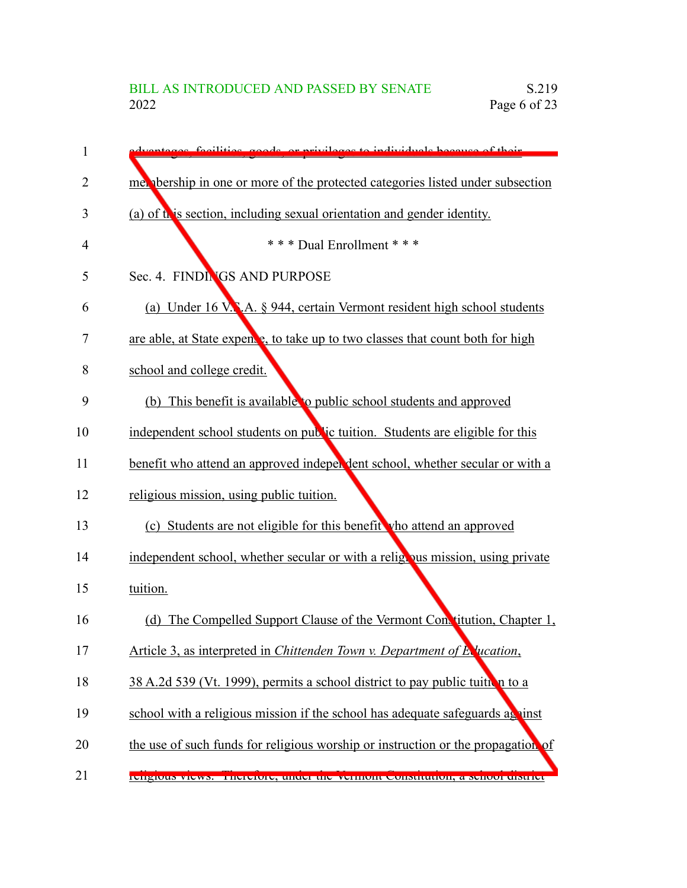advantages, facilities, goods, or privileges to individuals because of their membership in one or more of the protected categories listed under subsection (a) of this section, including sexual orientation and gender identity.

\* \* \* Dual Enrollment \* \* \*

Sec. 4. FINDINGS AND PURPOSE

(a) Under 16 V.S.A. § 944, certain Vermont resident high school students are able, at State expense, to take up to two classes that count both for high school and college credit.

(b) This benefit is available to public school students and approved independent school students on public tuition. Students are eligible for this benefit who attend an approved independent school, whether secular or with a religious mission, using public tuition.

(c) Students are not eligible for this benefit who attend an approved independent school, whether secular or with a religious mission, using private tuition.

(d) The Compelled Support Clause of the Vermont Constitution, Chapter 1, Article 3, as interpreted in *Chittenden Town v. Department of Education*, 38 A.2d 539 (Vt. 1999), permits a school district to pay public tuition to a school with a religious mission if the school has adequate safeguards against the use of such funds for religious worship or instruction or the propagation of religious views. Therefore, under the Vermont Constitution, a school district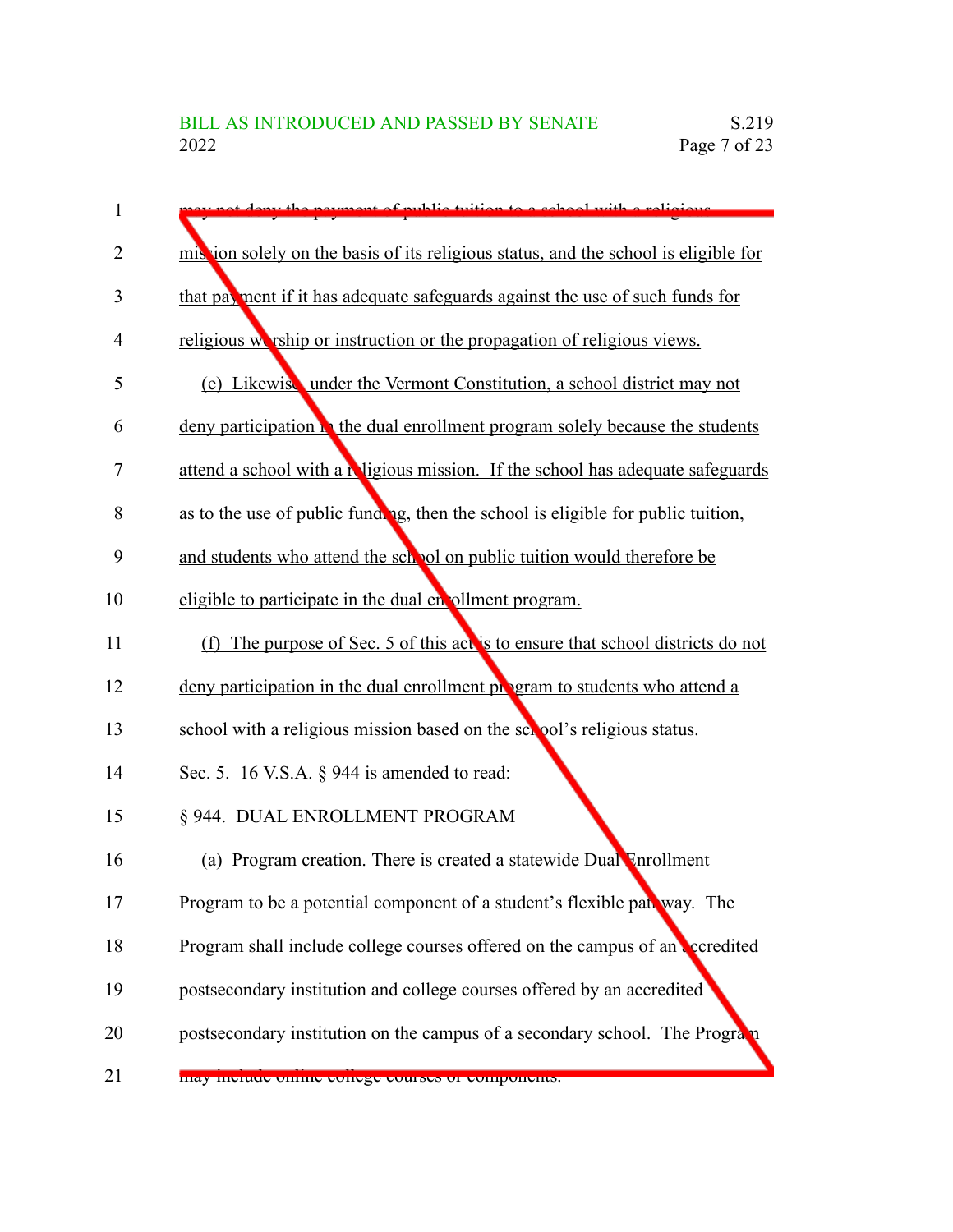may not deny the payment of public tuition to a school with a religious mission solely on the basis of its religious status, and the school is eligible for that payment if it has adequate safeguards against the use of such funds for religious worship or instruction or the propagation of religious views.

(e) Likewise, under the Vermont Constitution, a school district may not deny participation in the dual enrollment program solely because the students attend a school with a religious mission. If the school has adequate safeguards as to the use of public funding, then the school is eligible for public tuition, and students who attend the school on public tuition would therefore be eligible to participate in the dual enrollment program.

(f) The purpose of Sec. 5 of this act is to ensure that school districts do not deny participation in the dual enrollment program to students who attend a school with a religious mission based on the school's religious status.

Sec. 5. 16 V.S.A. § 944 is amended to read:

§ 944. DUAL ENROLLMENT PROGRAM

(a) Program creation. There is created a statewide Dual Enrollment Program to be a potential component of a student's flexible pathway. The Program shall include college courses offered on the campus of an accredited postsecondary institution and college courses offered by an accredited postsecondary institution on the campus of a secondary school. The Program may include online college courses or components.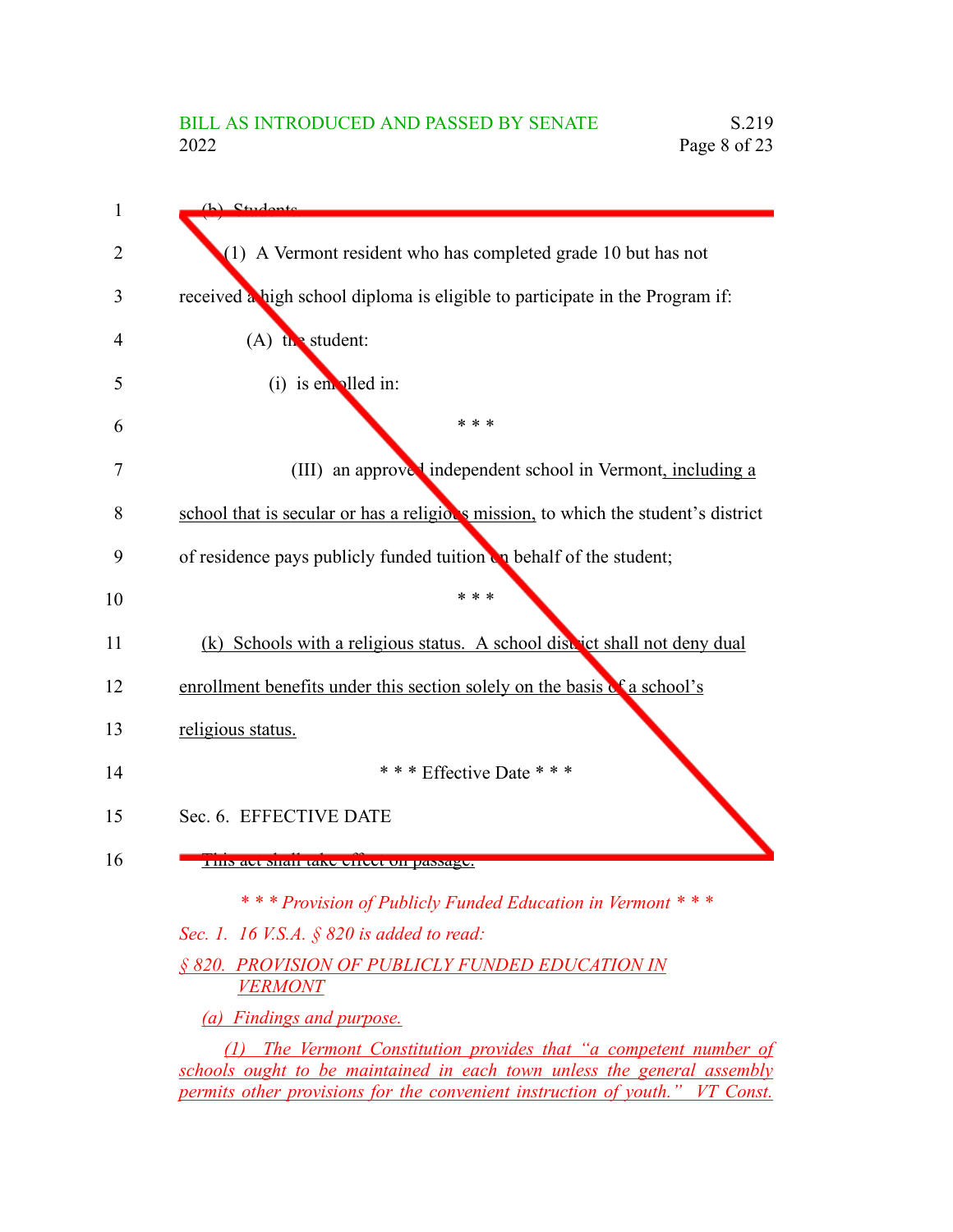(b) Students.

(1) A Vermont resident who has completed grade 10 but has not received a high school diploma is eligible to participate in the Program if:

(A) the student:

(i) is enrolled in:

\* \* \*

(III) an approved independent school in Vermont, <u>including a school that is secular or has a religious mission,</u> to which the student's district of residence pays publicly funded tuition on behalf of the student;

\* \* \*

<u>(k) Schools with a religious status. A school district shall not deny dual enrollment benefits under this section solely on the basis of a school's religious status.</u>

\* \* \* Effective Date \* \* \*

Sec. 6. EFFECTIVE DATE

~~This act shall take effect on passage.~~

*\* \* \* Provision of Publicly Funded Education in Vermont \* \* \**

*Sec. 1. 16 V.S.A. § 820 is added to read:*

*<u>§ 820. PROVISION OF PUBLICLY FUNDED EDUCATION IN VERMONT</u>*

*<u>(a) Findings and purpose.</u>*

*<u>(1) The Vermont Constitution provides that "a competent number of schools ought to be maintained in each town unless the general assembly permits other provisions for the convenient instruction of youth." VT Const.</u>*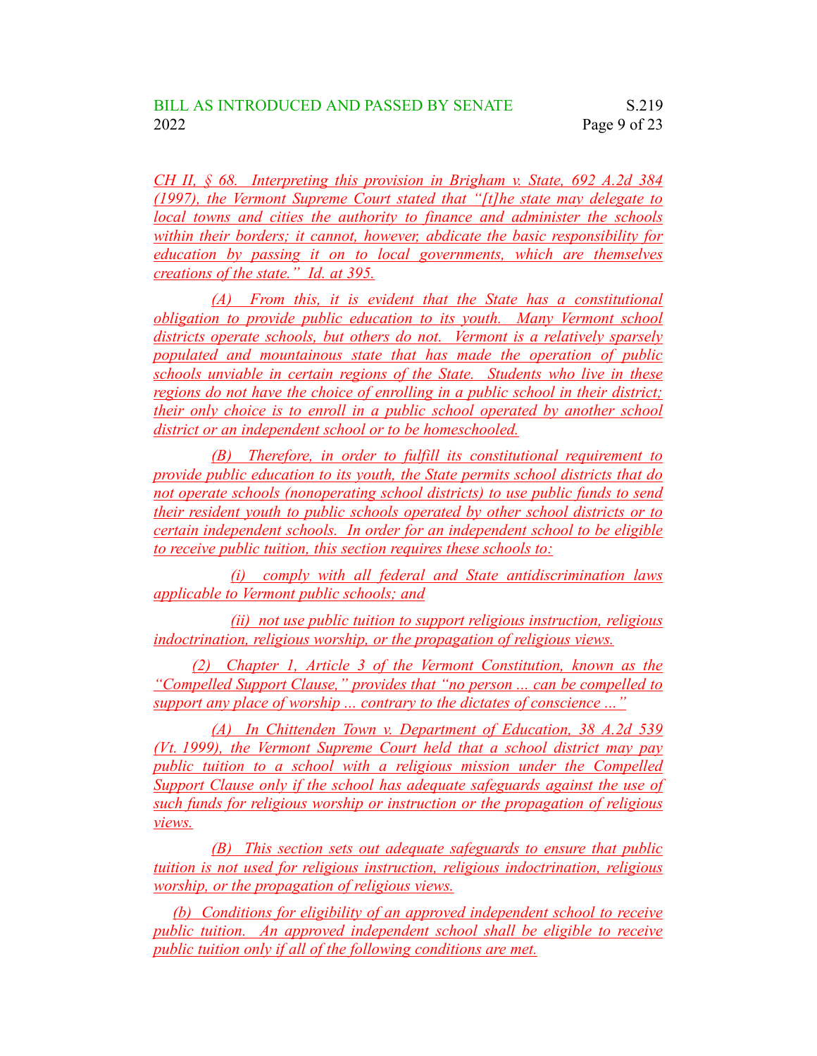CH II, § 68. Interpreting this provision in Brigham v. State, 692 A.2d 384 (1997), the Vermont Supreme Court stated that "[t]he state may delegate to local towns and cities the authority to finance and administer the schools within their borders; it cannot, however, abdicate the basic responsibility for education by passing it on to local governments, which are themselves creations of the state." Id. at 395.

(A) From this, it is evident that the State has a constitutional obligation to provide public education to its youth. Many Vermont school districts operate schools, but others do not. Vermont is a relatively sparsely populated and mountainous state that has made the operation of public schools unviable in certain regions of the State. Students who live in these regions do not have the choice of enrolling in a public school in their district; their only choice is to enroll in a public school operated by another school district or an independent school or to be homeschooled.

(B) Therefore, in order to fulfill its constitutional requirement to provide public education to its youth, the State permits school districts that do not operate schools (nonoperating school districts) to use public funds to send their resident youth to public schools operated by other school districts or to certain independent schools. In order for an independent school to be eligible to receive public tuition, this section requires these schools to:

(i) comply with all federal and State antidiscrimination laws applicable to Vermont public schools; and

(ii) not use public tuition to support religious instruction, religious indoctrination, religious worship, or the propagation of religious views.

(2) Chapter 1, Article 3 of the Vermont Constitution, known as the "Compelled Support Clause," provides that "no person ... can be compelled to support any place of worship ... contrary to the dictates of conscience ..."

(A) In Chittenden Town v. Department of Education, 38 A.2d 539 (Vt. 1999), the Vermont Supreme Court held that a school district may pay public tuition to a school with a religious mission under the Compelled Support Clause only if the school has adequate safeguards against the use of such funds for religious worship or instruction or the propagation of religious views.

(B) This section sets out adequate safeguards to ensure that public tuition is not used for religious instruction, religious indoctrination, religious worship, or the propagation of religious views.

(b) Conditions for eligibility of an approved independent school to receive public tuition. An approved independent school shall be eligible to receive public tuition only if all of the following conditions are met.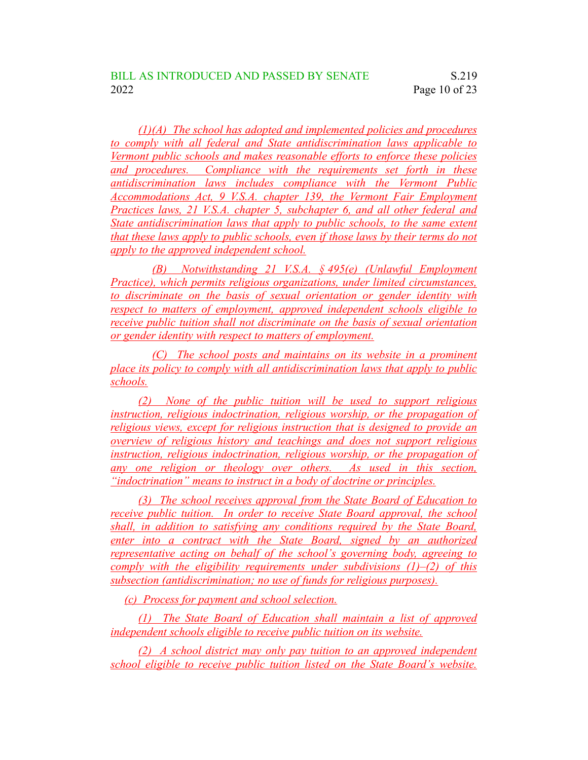(1)(A) The school has adopted and implemented policies and procedures to comply with all federal and State antidiscrimination laws applicable to Vermont public schools and makes reasonable efforts to enforce these policies and procedures. Compliance with the requirements set forth in these antidiscrimination laws includes compliance with the Vermont Public Accommodations Act, 9 V.S.A. chapter 139, the Vermont Fair Employment Practices laws, 21 V.S.A. chapter 5, subchapter 6, and all other federal and State antidiscrimination laws that apply to public schools, to the same extent that these laws apply to public schools, even if those laws by their terms do not apply to the approved independent school.

(B) Notwithstanding 21 V.S.A. § 495(e) (Unlawful Employment Practice), which permits religious organizations, under limited circumstances, to discriminate on the basis of sexual orientation or gender identity with respect to matters of employment, approved independent schools eligible to receive public tuition shall not discriminate on the basis of sexual orientation or gender identity with respect to matters of employment.

(C) The school posts and maintains on its website in a prominent place its policy to comply with all antidiscrimination laws that apply to public schools.

(2) None of the public tuition will be used to support religious instruction, religious indoctrination, religious worship, or the propagation of religious views, except for religious instruction that is designed to provide an overview of religious history and teachings and does not support religious instruction, religious indoctrination, religious worship, or the propagation of any one religion or theology over others. As used in this section, "indoctrination" means to instruct in a body of doctrine or principles.

(3) The school receives approval from the State Board of Education to receive public tuition. In order to receive State Board approval, the school shall, in addition to satisfying any conditions required by the State Board, enter into a contract with the State Board, signed by an authorized representative acting on behalf of the school's governing body, agreeing to comply with the eligibility requirements under subdivisions (1)–(2) of this subsection (antidiscrimination; no use of funds for religious purposes).

(c) Process for payment and school selection.

(1) The State Board of Education shall maintain a list of approved independent schools eligible to receive public tuition on its website.

(2) A school district may only pay tuition to an approved independent school eligible to receive public tuition listed on the State Board's website.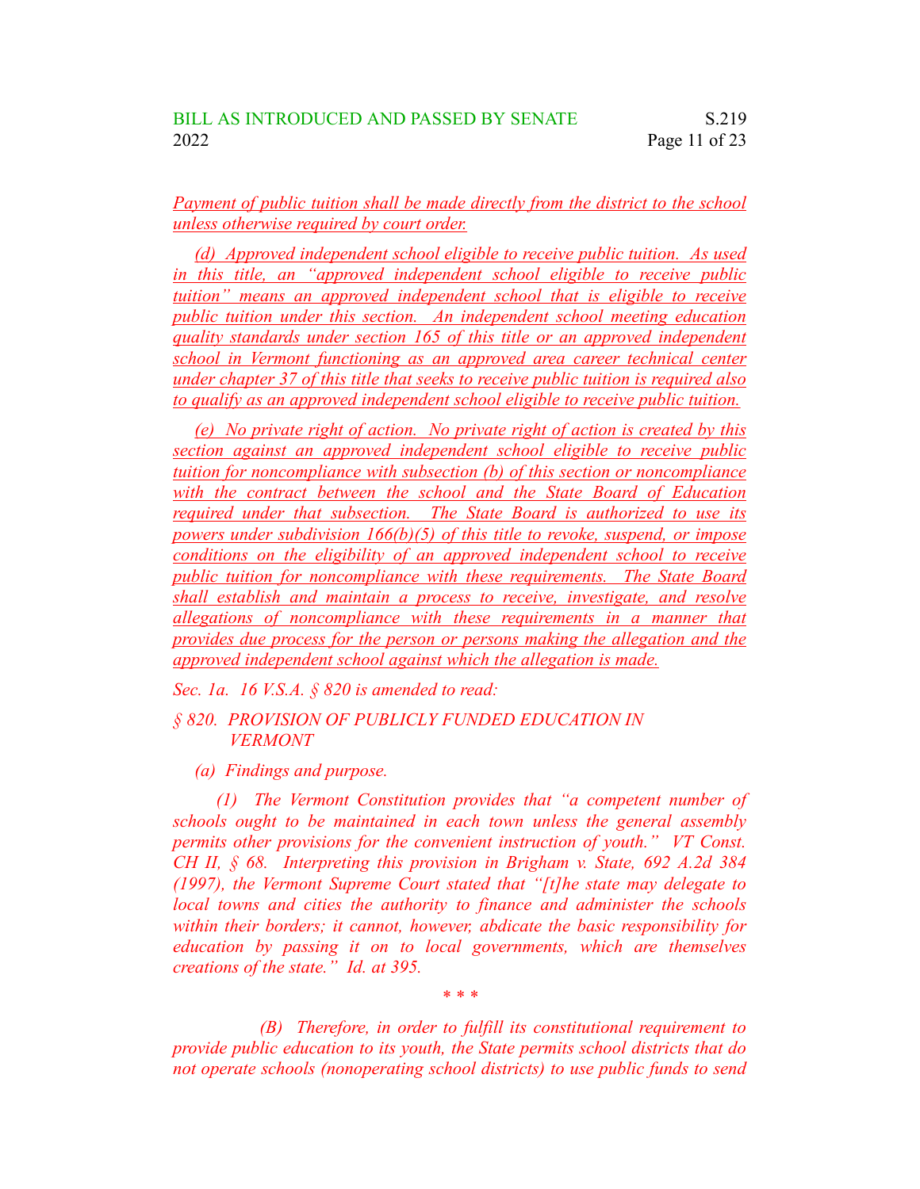*Payment of public tuition shall be made directly from the district to the school unless otherwise required by court order.*

*(d) Approved independent school eligible to receive public tuition. As used in this title, an "approved independent school eligible to receive public tuition" means an approved independent school that is eligible to receive public tuition under this section. An independent school meeting education quality standards under section 165 of this title or an approved independent school in Vermont functioning as an approved area career technical center under chapter 37 of this title that seeks to receive public tuition is required also to qualify as an approved independent school eligible to receive public tuition.*

*(e) No private right of action. No private right of action is created by this section against an approved independent school eligible to receive public tuition for noncompliance with subsection (b) of this section or noncompliance with the contract between the school and the State Board of Education required under that subsection. The State Board is authorized to use its powers under subdivision 166(b)(5) of this title to revoke, suspend, or impose conditions on the eligibility of an approved independent school to receive public tuition for noncompliance with these requirements. The State Board shall establish and maintain a process to receive, investigate, and resolve allegations of noncompliance with these requirements in a manner that provides due process for the person or persons making the allegation and the approved independent school against which the allegation is made.*

*Sec. 1a. 16 V.S.A. § 820 is amended to read:*

*§ 820. PROVISION OF PUBLICLY FUNDED EDUCATION IN VERMONT*

*(a) Findings and purpose.*

*(1) The Vermont Constitution provides that "a competent number of schools ought to be maintained in each town unless the general assembly permits other provisions for the convenient instruction of youth." VT Const. CH II, § 68. Interpreting this provision in Brigham v. State, 692 A.2d 384 (1997), the Vermont Supreme Court stated that "[t]he state may delegate to local towns and cities the authority to finance and administer the schools within their borders; it cannot, however, abdicate the basic responsibility for education by passing it on to local governments, which are themselves creations of the state." Id. at 395.*

*\* \* \**

*(B) Therefore, in order to fulfill its constitutional requirement to provide public education to its youth, the State permits school districts that do not operate schools (nonoperating school districts) to use public funds to send*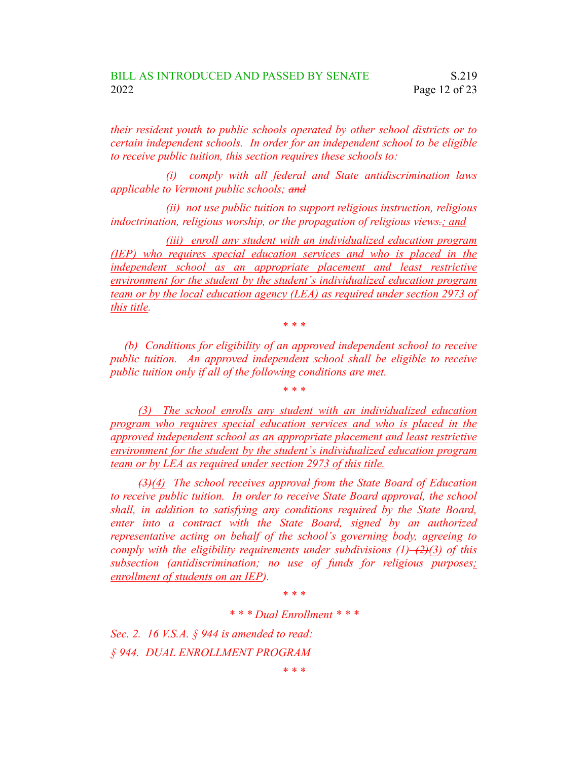*their resident youth to public schools operated by other school districts or to certain independent schools. In order for an independent school to be eligible to receive public tuition, this section requires these schools to:*

*(i) comply with all federal and State antidiscrimination laws applicable to Vermont public schools; ~~and~~*

*(ii) not use public tuition to support religious instruction, religious indoctrination, religious worship, or the propagation of religious views~~.~~<u>; and</u>*

*<u>(iii) enroll any student with an individualized education program (IEP) who requires special education services and who is placed in the independent school as an appropriate placement and least restrictive environment for the student by the student's individualized education program team or by the local education agency (LEA) as required under section 2973 of this title</u>.*

*\* \* \**

*(b) Conditions for eligibility of an approved independent school to receive public tuition. An approved independent school shall be eligible to receive public tuition only if all of the following conditions are met.*

*\* \* \**

*<u>(3) The school enrolls any student with an individualized education program who requires special education services and who is placed in the approved independent school as an appropriate placement and least restrictive environment for the student by the student's individualized education program team or by LEA as required under section 2973 of this title.</u>*

*~~(3)~~<u>(4)</u> The school receives approval from the State Board of Education to receive public tuition. In order to receive State Board approval, the school shall, in addition to satisfying any conditions required by the State Board, enter into a contract with the State Board, signed by an authorized representative acting on behalf of the school's governing body, agreeing to comply with the eligibility requirements under subdivisions (1)~~–(2)~~<u>(3)</u> of this subsection (antidiscrimination; no use of funds for religious purposes<u>; enrollment of students on an IEP</u>).*

*\* \* \**

*\* \* \* Dual Enrollment \* \* \**

*Sec. 2. 16 V.S.A. § 944 is amended to read:*

*§ 944. DUAL ENROLLMENT PROGRAM*

*\* \* \**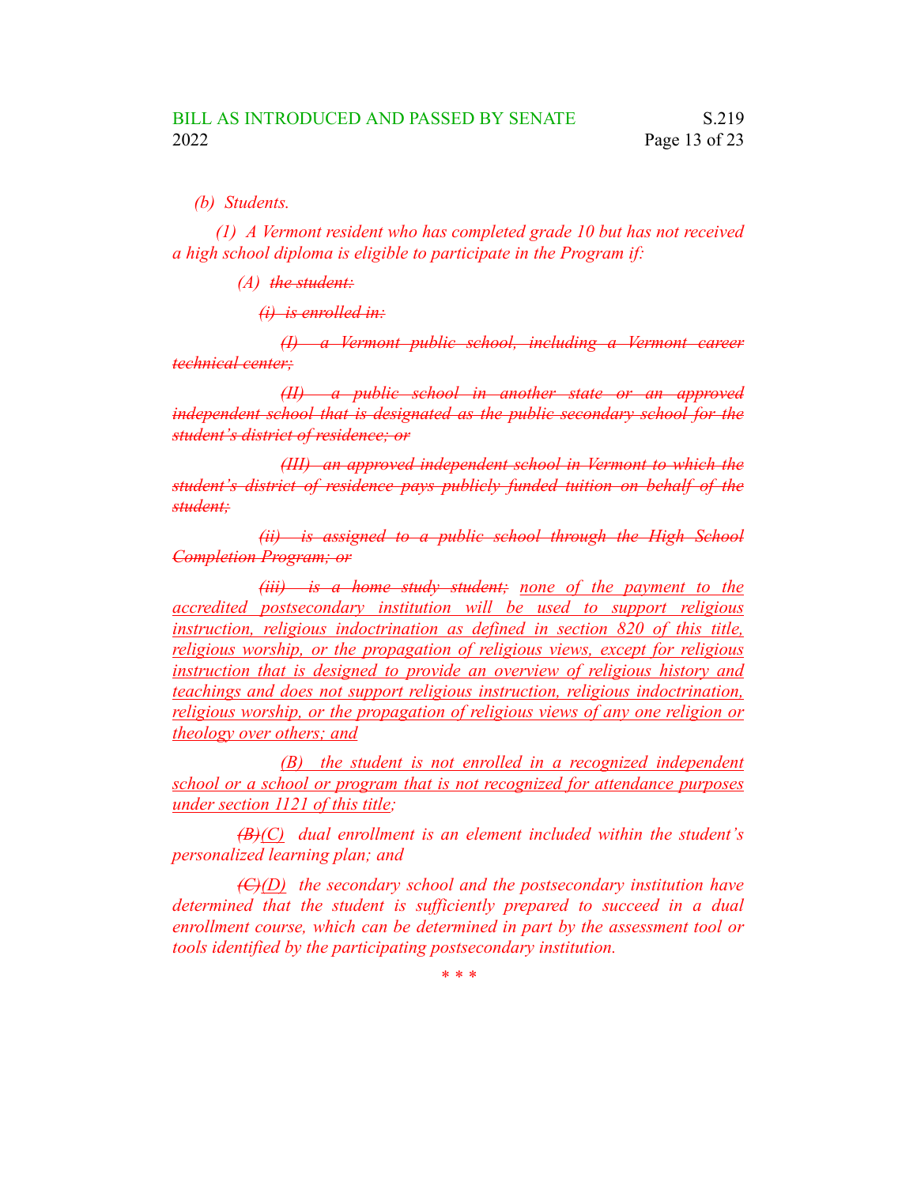*(b) Students.*

*(1) A Vermont resident who has completed grade 10 but has not received a high school diploma is eligible to participate in the Program if:*

*(A) ~~the student:~~*

*~~(i) is enrolled in:~~*

*~~(I) a Vermont public school, including a Vermont career technical center;~~*

*~~(II) a public school in another state or an approved independent school that is designated as the public secondary school for the student's district of residence; or~~*

*~~(III) an approved independent school in Vermont to which the student's district of residence pays publicly funded tuition on behalf of the student;~~*

*~~(ii) is assigned to a public school through the High School Completion Program; or~~*

*~~(iii) is a home study student;~~ <u>none of the payment to the accredited postsecondary institution will be used to support religious instruction, religious indoctrination as defined in section 820 of this title, religious worship, or the propagation of religious views, except for religious instruction that is designed to provide an overview of religious history and teachings and does not support religious instruction, religious indoctrination, religious worship, or the propagation of religious views of any one religion or theology over others; and</u>*

*<u>(B) the student is not enrolled in a recognized independent school or a school or program that is not recognized for attendance purposes under section 1121 of this title</u>;*

*~~(B)~~<u>(C)</u> dual enrollment is an element included within the student's personalized learning plan; and*

*~~(C)~~<u>(D)</u> the secondary school and the postsecondary institution have determined that the student is sufficiently prepared to succeed in a dual enrollment course, which can be determined in part by the assessment tool or tools identified by the participating postsecondary institution.*

*\* \* \**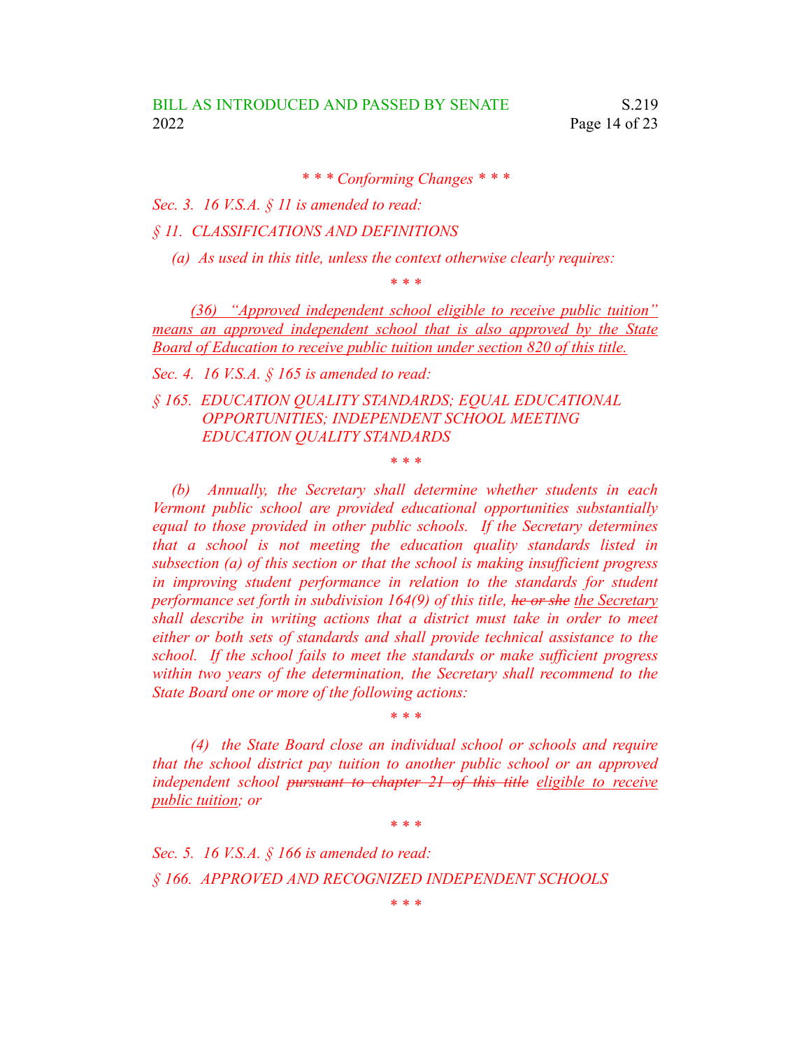*\* \* \* Conforming Changes \* \* \**

*Sec. 3. 16 V.S.A. § 11 is amended to read:*

*§ 11. CLASSIFICATIONS AND DEFINITIONS*

*(a) As used in this title, unless the context otherwise clearly requires:*

*\* \* \**

<u>*(36) "Approved independent school eligible to receive public tuition" means an approved independent school that is also approved by the State Board of Education to receive public tuition under section 820 of this title.*</u>

*Sec. 4. 16 V.S.A. § 165 is amended to read:*

*§ 165. EDUCATION QUALITY STANDARDS; EQUAL EDUCATIONAL OPPORTUNITIES; INDEPENDENT SCHOOL MEETING EDUCATION QUALITY STANDARDS*

*\* \* \**

*(b) Annually, the Secretary shall determine whether students in each Vermont public school are provided educational opportunities substantially equal to those provided in other public schools. If the Secretary determines that a school is not meeting the education quality standards listed in subsection (a) of this section or that the school is making insufficient progress in improving student performance in relation to the standards for student performance set forth in subdivision 164(9) of this title, ~~he or she~~ <u>the Secretary</u> shall describe in writing actions that a district must take in order to meet either or both sets of standards and shall provide technical assistance to the school. If the school fails to meet the standards or make sufficient progress within two years of the determination, the Secretary shall recommend to the State Board one or more of the following actions:*

*\* \* \**

*(4) the State Board close an individual school or schools and require that the school district pay tuition to another public school or an approved independent school ~~pursuant to chapter 21 of this title~~ <u>eligible to receive public tuition</u>; or*

*\* \* \**

*Sec. 5. 16 V.S.A. § 166 is amended to read:*

*§ 166. APPROVED AND RECOGNIZED INDEPENDENT SCHOOLS*

*\* \* \**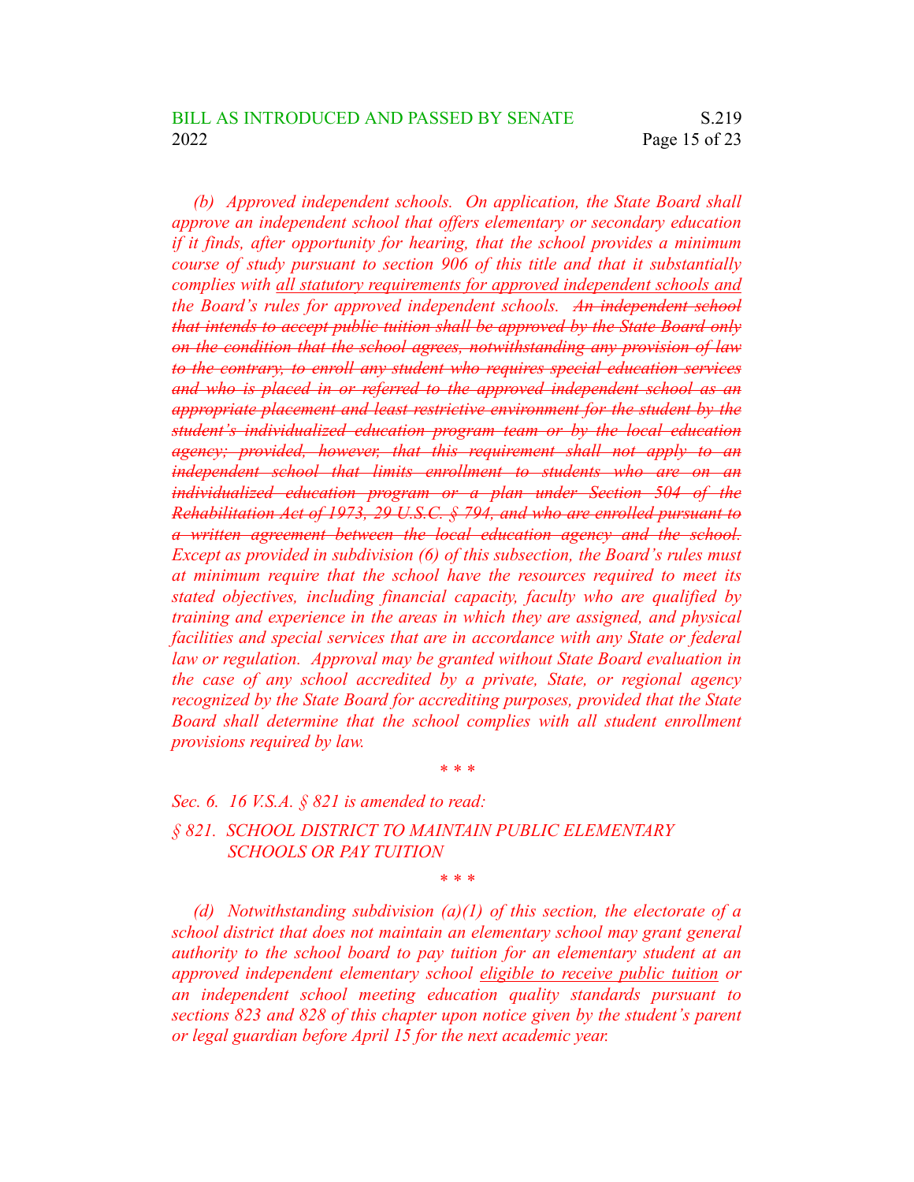*(b) Approved independent schools. On application, the State Board shall approve an independent school that offers elementary or secondary education if it finds, after opportunity for hearing, that the school provides a minimum course of study pursuant to section 906 of this title and that it substantially complies with <u>all statutory requirements for approved independent schools and</u> the Board's rules for approved independent schools. ~~An independent school that intends to accept public tuition shall be approved by the State Board only on the condition that the school agrees, notwithstanding any provision of law to the contrary, to enroll any student who requires special education services and who is placed in or referred to the approved independent school as an appropriate placement and least restrictive environment for the student by the student's individualized education program team or by the local education agency; provided, however, that this requirement shall not apply to an independent school that limits enrollment to students who are on an individualized education program or a plan under Section 504 of the Rehabilitation Act of 1973, 29 U.S.C. § 794, and who are enrolled pursuant to a written agreement between the local education agency and the school.~~ Except as provided in subdivision (6) of this subsection, the Board's rules must at minimum require that the school have the resources required to meet its stated objectives, including financial capacity, faculty who are qualified by training and experience in the areas in which they are assigned, and physical facilities and special services that are in accordance with any State or federal law or regulation. Approval may be granted without State Board evaluation in the case of any school accredited by a private, State, or regional agency recognized by the State Board for accrediting purposes, provided that the State Board shall determine that the school complies with all student enrollment provisions required by law.*

*\* \* \**

*Sec. 6. 16 V.S.A. § 821 is amended to read:*

*§ 821. SCHOOL DISTRICT TO MAINTAIN PUBLIC ELEMENTARY SCHOOLS OR PAY TUITION*

*\* \* \**

*(d) Notwithstanding subdivision (a)(1) of this section, the electorate of a school district that does not maintain an elementary school may grant general authority to the school board to pay tuition for an elementary student at an approved independent elementary school <u>eligible to receive public tuition</u> or an independent school meeting education quality standards pursuant to sections 823 and 828 of this chapter upon notice given by the student's parent or legal guardian before April 15 for the next academic year.*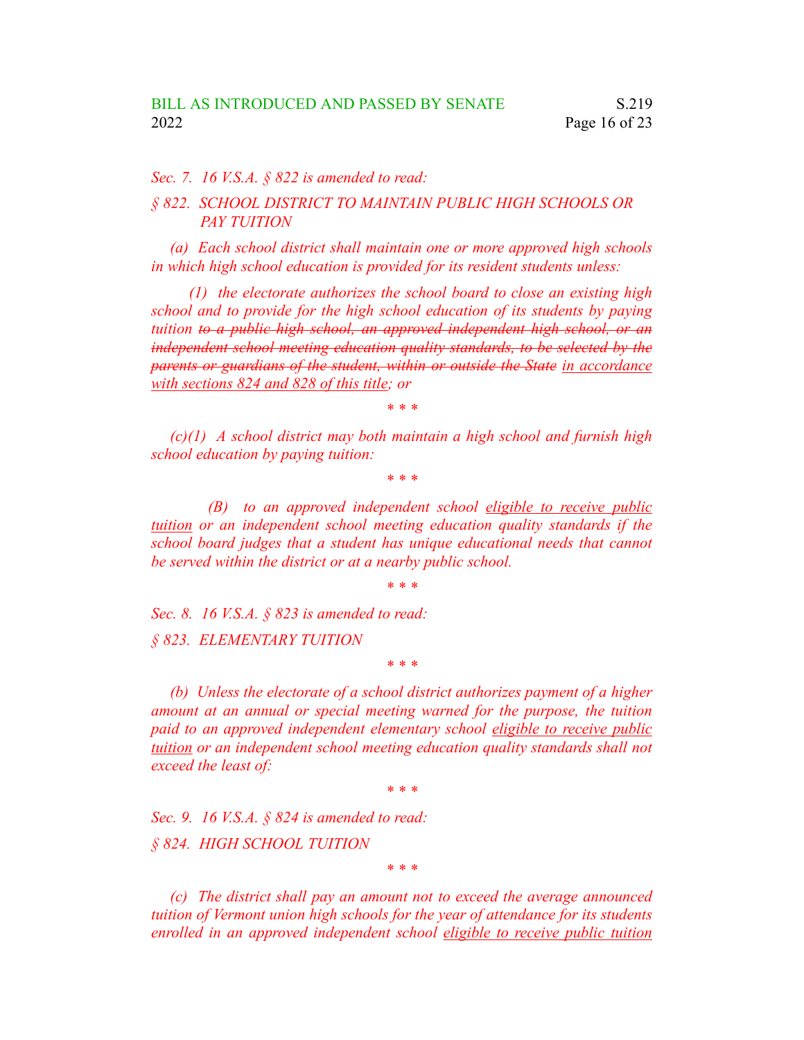*Sec. 7. 16 V.S.A. § 822 is amended to read:*

*§ 822. SCHOOL DISTRICT TO MAINTAIN PUBLIC HIGH SCHOOLS OR PAY TUITION*

*(a) Each school district shall maintain one or more approved high schools in which high school education is provided for its resident students unless:*

*(1) the electorate authorizes the school board to close an existing high school and to provide for the high school education of its students by paying tuition ~~to a public high school, an approved independent high school, or an independent school meeting education quality standards, to be selected by the parents or guardians of the student, within or outside the State~~ <u>in accordance with sections 824 and 828 of this title</u>; or*

*\* \* \**

*(c)(1) A school district may both maintain a high school and furnish high school education by paying tuition:*

*\* \* \**

*(B) to an approved independent school <u>eligible to receive public tuition</u> or an independent school meeting education quality standards if the school board judges that a student has unique educational needs that cannot be served within the district or at a nearby public school.*

*\* \* \**

*Sec. 8. 16 V.S.A. § 823 is amended to read:*

*§ 823. ELEMENTARY TUITION*

*\* \* \**

*(b) Unless the electorate of a school district authorizes payment of a higher amount at an annual or special meeting warned for the purpose, the tuition paid to an approved independent elementary school <u>eligible to receive public tuition</u> or an independent school meeting education quality standards shall not exceed the least of:*

*\* \* \**

*Sec. 9. 16 V.S.A. § 824 is amended to read:*

*§ 824. HIGH SCHOOL TUITION*

*\* \* \**

*(c) The district shall pay an amount not to exceed the average announced tuition of Vermont union high schools for the year of attendance for its students enrolled in an approved independent school <u>eligible to receive public tuition</u>*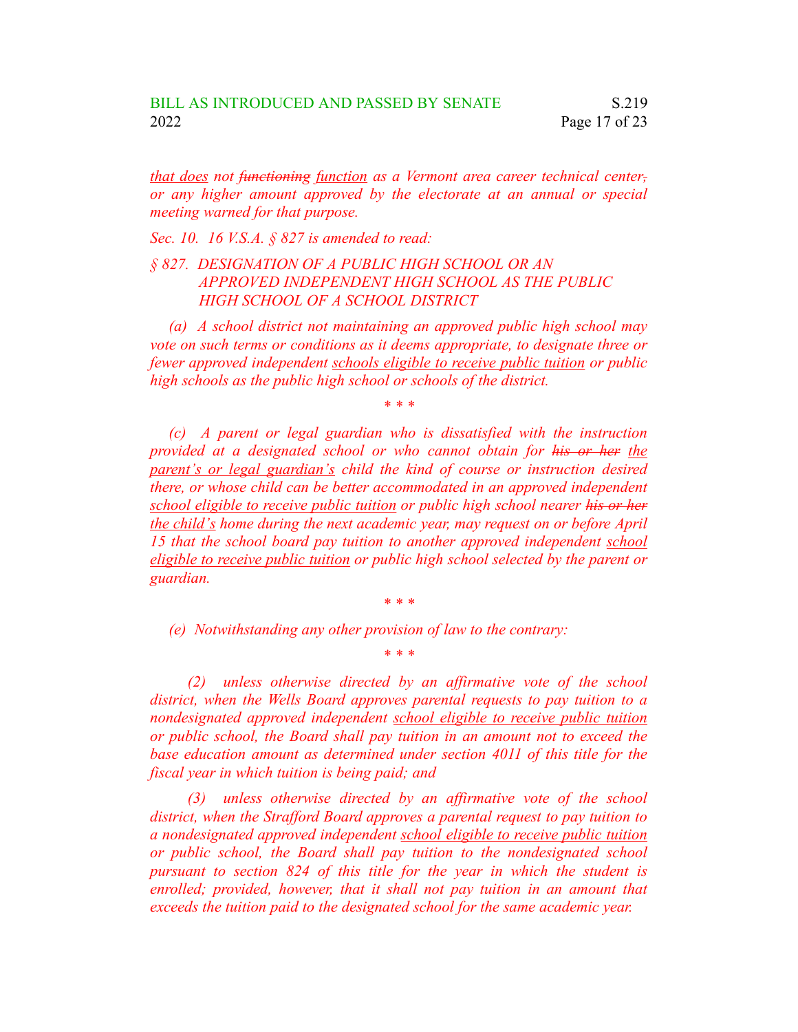*that does not ~~functioning~~ function as a Vermont area career technical center~~,~~ or any higher amount approved by the electorate at an annual or special meeting warned for that purpose.*

*Sec. 10. 16 V.S.A. § 827 is amended to read:*

*§ 827. DESIGNATION OF A PUBLIC HIGH SCHOOL OR AN APPROVED INDEPENDENT HIGH SCHOOL AS THE PUBLIC HIGH SCHOOL OF A SCHOOL DISTRICT*

*(a) A school district not maintaining an approved public high school may vote on such terms or conditions as it deems appropriate, to designate three or fewer approved independent <u>schools eligible to receive public tuition</u> or public high schools as the public high school or schools of the district.*

*\* \* \**

*(c) A parent or legal guardian who is dissatisfied with the instruction provided at a designated school or who cannot obtain for ~~his or her~~ <u>the parent's or legal guardian's</u> child the kind of course or instruction desired there, or whose child can be better accommodated in an approved independent <u>school eligible to receive public tuition</u> or public high school nearer ~~his or her~~ <u>the child's</u> home during the next academic year, may request on or before April 15 that the school board pay tuition to another approved independent <u>school eligible to receive public tuition</u> or public high school selected by the parent or guardian.*

*\* \* \**

*(e) Notwithstanding any other provision of law to the contrary:*

*\* \* \**

*(2) unless otherwise directed by an affirmative vote of the school district, when the Wells Board approves parental requests to pay tuition to a nondesignated approved independent <u>school eligible to receive public tuition</u> or public school, the Board shall pay tuition in an amount not to exceed the base education amount as determined under section 4011 of this title for the fiscal year in which tuition is being paid; and*

*(3) unless otherwise directed by an affirmative vote of the school district, when the Strafford Board approves a parental request to pay tuition to a nondesignated approved independent <u>school eligible to receive public tuition</u> or public school, the Board shall pay tuition to the nondesignated school pursuant to section 824 of this title for the year in which the student is enrolled; provided, however, that it shall not pay tuition in an amount that exceeds the tuition paid to the designated school for the same academic year.*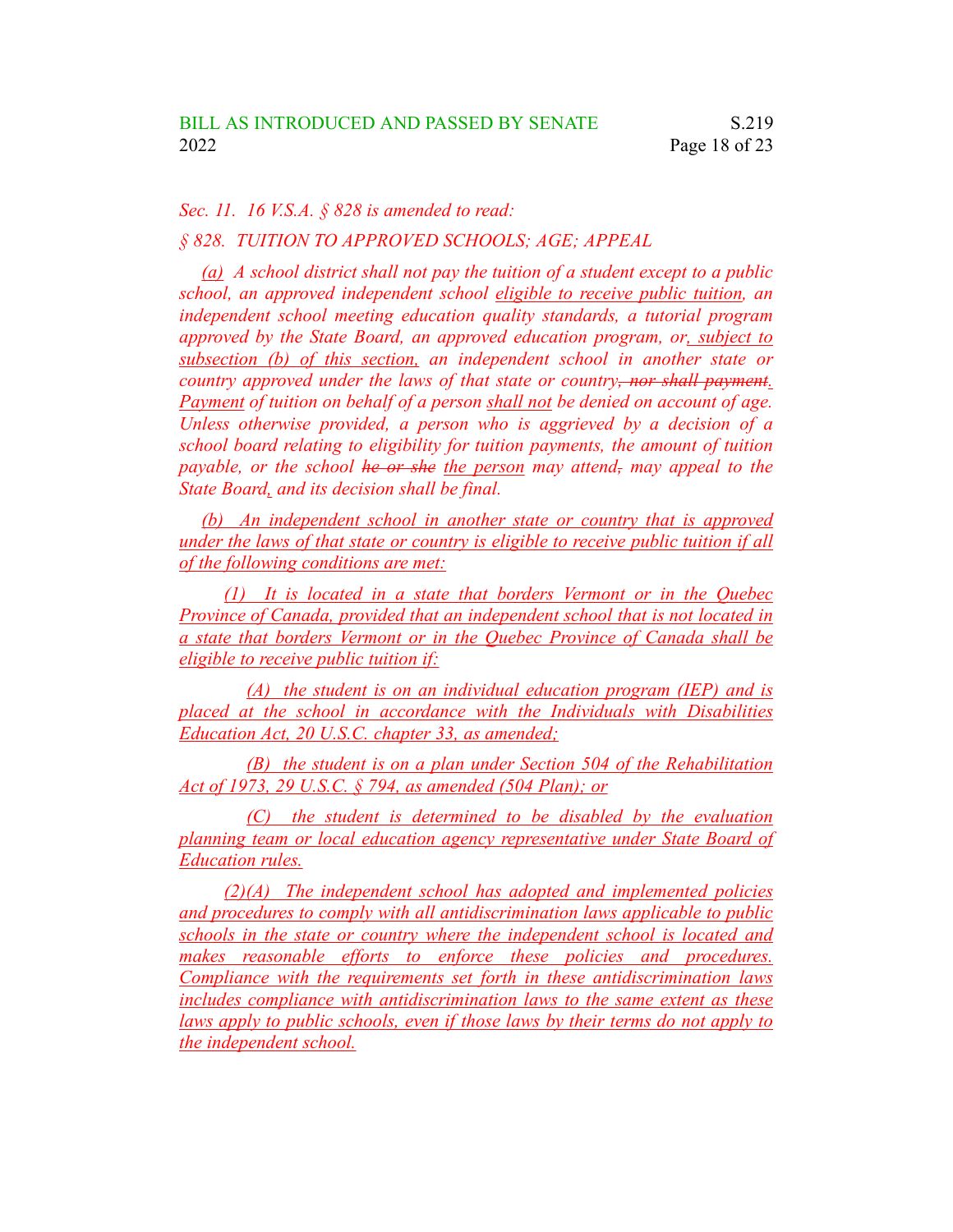*Sec. 11. 16 V.S.A. § 828 is amended to read:*

*§ 828. TUITION TO APPROVED SCHOOLS; AGE; APPEAL*

*(a) A school district shall not pay the tuition of a student except to a public school, an approved independent school eligible to receive public tuition, an independent school meeting education quality standards, a tutorial program approved by the State Board, an approved education program, or, subject to subsection (b) of this section, an independent school in another state or country approved under the laws of that state or country, nor shall payment. Payment of tuition on behalf of a person shall not be denied on account of age. Unless otherwise provided, a person who is aggrieved by a decision of a school board relating to eligibility for tuition payments, the amount of tuition payable, or the school he or she the person may attend, may appeal to the State Board, and its decision shall be final.*

*(b) An independent school in another state or country that is approved under the laws of that state or country is eligible to receive public tuition if all of the following conditions are met:*

*(1) It is located in a state that borders Vermont or in the Quebec Province of Canada, provided that an independent school that is not located in a state that borders Vermont or in the Quebec Province of Canada shall be eligible to receive public tuition if:*

*(A) the student is on an individual education program (IEP) and is placed at the school in accordance with the Individuals with Disabilities Education Act, 20 U.S.C. chapter 33, as amended;*

*(B) the student is on a plan under Section 504 of the Rehabilitation Act of 1973, 29 U.S.C. § 794, as amended (504 Plan); or*

*(C) the student is determined to be disabled by the evaluation planning team or local education agency representative under State Board of Education rules.*

*(2)(A) The independent school has adopted and implemented policies and procedures to comply with all antidiscrimination laws applicable to public schools in the state or country where the independent school is located and makes reasonable efforts to enforce these policies and procedures. Compliance with the requirements set forth in these antidiscrimination laws includes compliance with antidiscrimination laws to the same extent as these laws apply to public schools, even if those laws by their terms do not apply to the independent school.*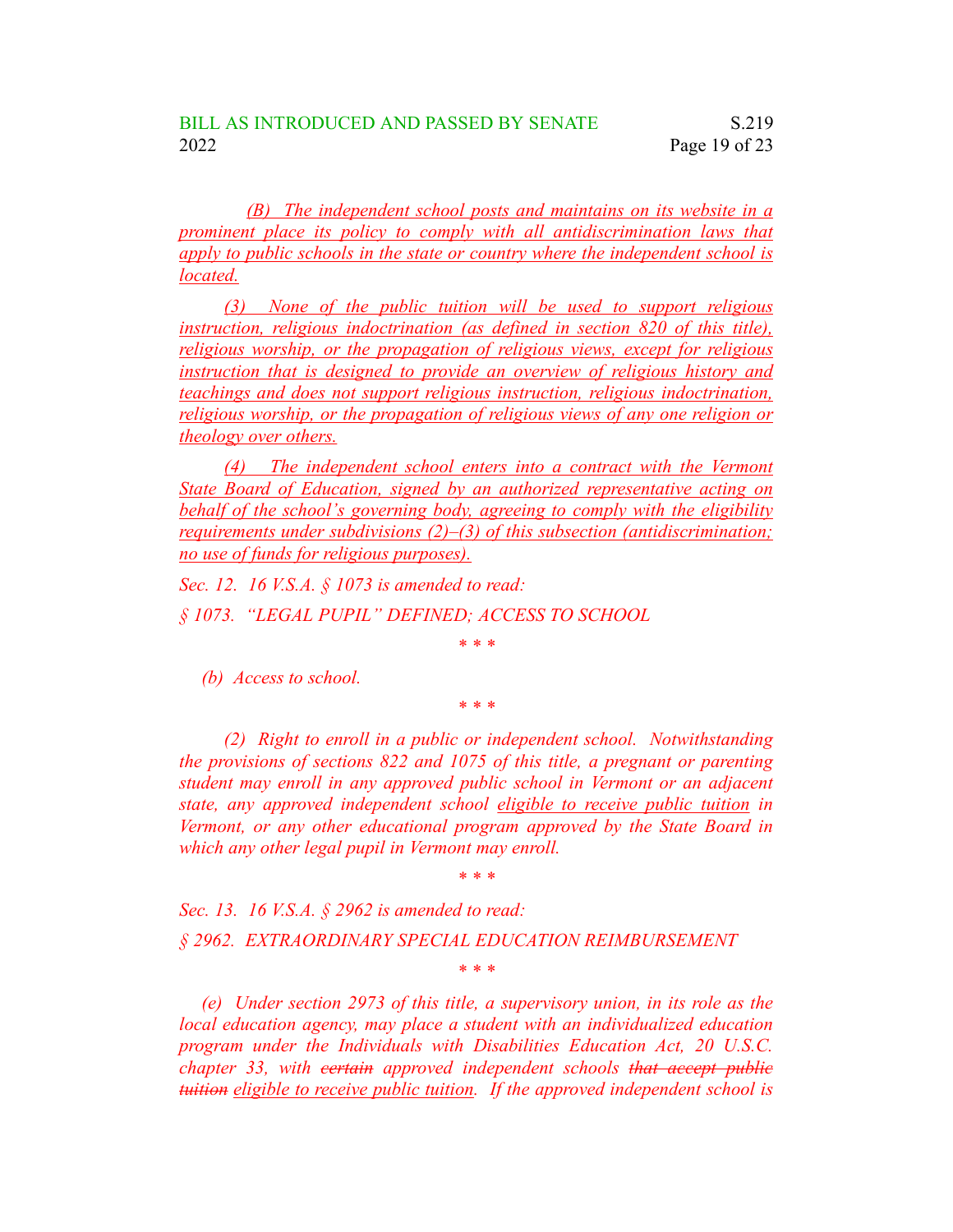(B) The independent school posts and maintains on its website in a prominent place its policy to comply with all antidiscrimination laws that apply to public schools in the state or country where the independent school is located.

(3) None of the public tuition will be used to support religious instruction, religious indoctrination (as defined in section 820 of this title), religious worship, or the propagation of religious views, except for religious instruction that is designed to provide an overview of religious history and teachings and does not support religious instruction, religious indoctrination, religious worship, or the propagation of religious views of any one religion or theology over others.

(4) The independent school enters into a contract with the Vermont State Board of Education, signed by an authorized representative acting on behalf of the school's governing body, agreeing to comply with the eligibility requirements under subdivisions (2)–(3) of this subsection (antidiscrimination; no use of funds for religious purposes).

*Sec. 12. 16 V.S.A. § 1073 is amended to read:*

*§ 1073. "LEGAL PUPIL" DEFINED; ACCESS TO SCHOOL*

\* \* \*

*(b) Access to school.*

\* \* \*

*(2) Right to enroll in a public or independent school. Notwithstanding the provisions of sections 822 and 1075 of this title, a pregnant or parenting student may enroll in any approved public school in Vermont or an adjacent state, any approved independent school eligible to receive public tuition in Vermont, or any other educational program approved by the State Board in which any other legal pupil in Vermont may enroll.*

\* \* \*

*Sec. 13. 16 V.S.A. § 2962 is amended to read:*

*§ 2962. EXTRAORDINARY SPECIAL EDUCATION REIMBURSEMENT*

\* \* \*

*(e) Under section 2973 of this title, a supervisory union, in its role as the local education agency, may place a student with an individualized education program under the Individuals with Disabilities Education Act, 20 U.S.C. chapter 33, with ~~certain~~ approved independent schools ~~that accept public tuition~~ eligible to receive public tuition. If the approved independent school is*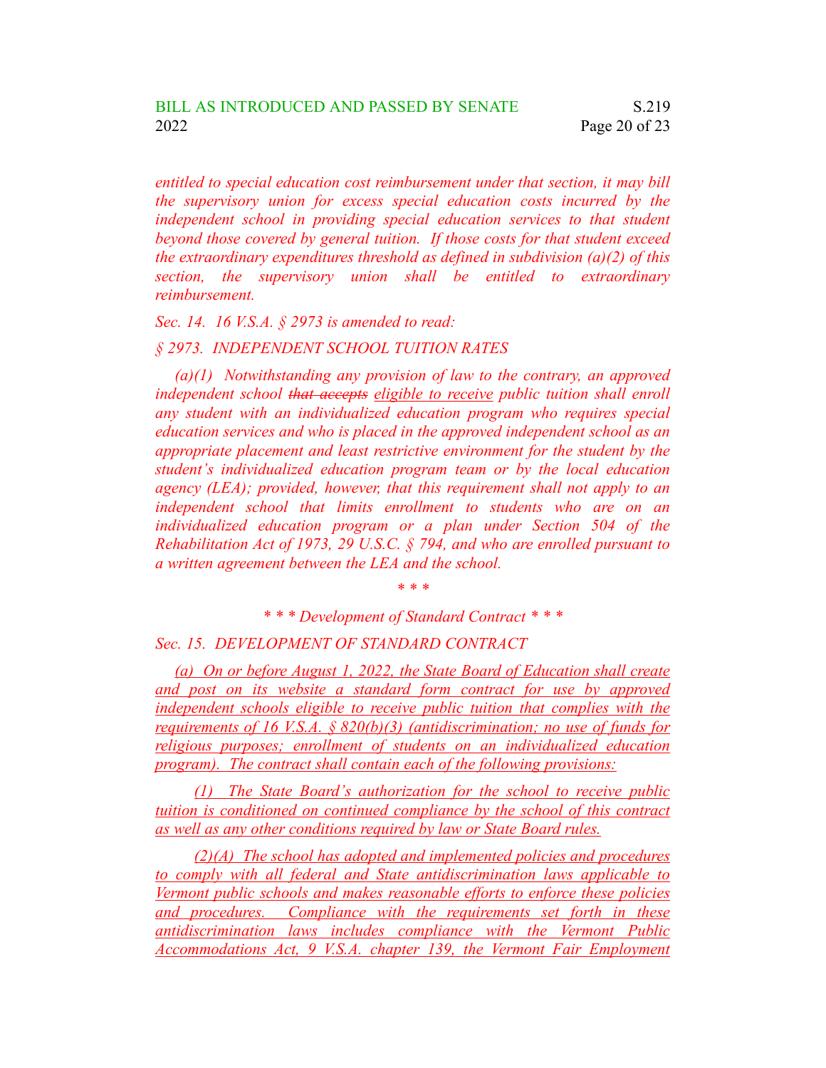*entitled to special education cost reimbursement under that section, it may bill the supervisory union for excess special education costs incurred by the independent school in providing special education services to that student beyond those covered by general tuition. If those costs for that student exceed the extraordinary expenditures threshold as defined in subdivision (a)(2) of this section, the supervisory union shall be entitled to extraordinary reimbursement.*

*Sec. 14. 16 V.S.A. § 2973 is amended to read:*

*§ 2973. INDEPENDENT SCHOOL TUITION RATES*

*(a)(1) Notwithstanding any provision of law to the contrary, an approved independent school ~~that accepts~~ <u>eligible to receive</u> public tuition shall enroll any student with an individualized education program who requires special education services and who is placed in the approved independent school as an appropriate placement and least restrictive environment for the student by the student's individualized education program team or by the local education agency (LEA); provided, however, that this requirement shall not apply to an independent school that limits enrollment to students who are on an individualized education program or a plan under Section 504 of the Rehabilitation Act of 1973, 29 U.S.C. § 794, and who are enrolled pursuant to a written agreement between the LEA and the school.*

*\* \* \**

*\* \* \* Development of Standard Contract \* \* \**

*Sec. 15. DEVELOPMENT OF STANDARD CONTRACT*

*<u>(a) On or before August 1, 2022, the State Board of Education shall create and post on its website a standard form contract for use by approved independent schools eligible to receive public tuition that complies with the requirements of 16 V.S.A. § 820(b)(3) (antidiscrimination; no use of funds for religious purposes; enrollment of students on an individualized education program). The contract shall contain each of the following provisions:</u>*

*<u>(1) The State Board's authorization for the school to receive public tuition is conditioned on continued compliance by the school of this contract as well as any other conditions required by law or State Board rules.</u>*

*<u>(2)(A) The school has adopted and implemented policies and procedures to comply with all federal and State antidiscrimination laws applicable to Vermont public schools and makes reasonable efforts to enforce these policies and procedures. Compliance with the requirements set forth in these antidiscrimination laws includes compliance with the Vermont Public Accommodations Act, 9 V.S.A. chapter 139, the Vermont Fair Employment</u>*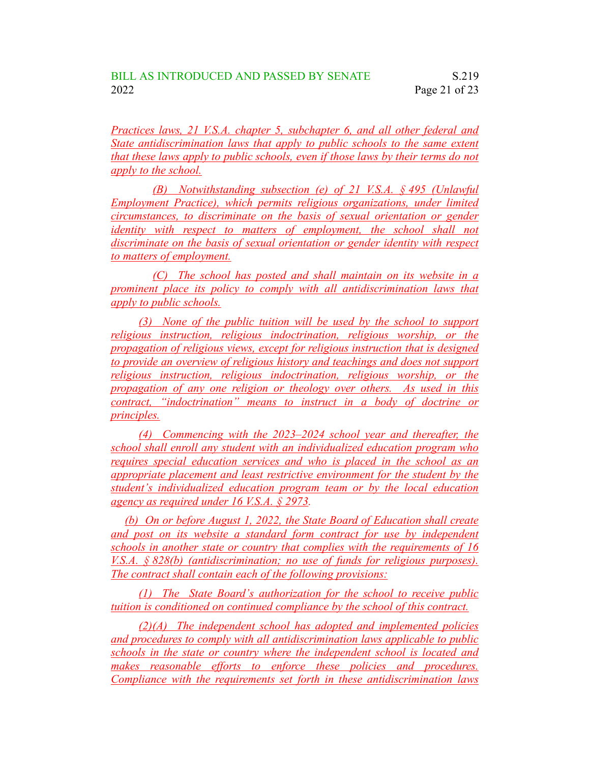Practices laws, 21 V.S.A. chapter 5, subchapter 6, and all other federal and State antidiscrimination laws that apply to public schools to the same extent that these laws apply to public schools, even if those laws by their terms do not apply to the school.

(B) Notwithstanding subsection (e) of 21 V.S.A. § 495 (Unlawful Employment Practice), which permits religious organizations, under limited circumstances, to discriminate on the basis of sexual orientation or gender identity with respect to matters of employment, the school shall not discriminate on the basis of sexual orientation or gender identity with respect to matters of employment.

(C) The school has posted and shall maintain on its website in a prominent place its policy to comply with all antidiscrimination laws that apply to public schools.

(3) None of the public tuition will be used by the school to support religious instruction, religious indoctrination, religious worship, or the propagation of religious views, except for religious instruction that is designed to provide an overview of religious history and teachings and does not support religious instruction, religious indoctrination, religious worship, or the propagation of any one religion or theology over others. As used in this contract, "indoctrination" means to instruct in a body of doctrine or principles.

(4) Commencing with the 2023–2024 school year and thereafter, the school shall enroll any student with an individualized education program who requires special education services and who is placed in the school as an appropriate placement and least restrictive environment for the student by the student's individualized education program team or by the local education agency as required under 16 V.S.A. § 2973.

(b) On or before August 1, 2022, the State Board of Education shall create and post on its website a standard form contract for use by independent schools in another state or country that complies with the requirements of 16 V.S.A. § 828(b) (antidiscrimination; no use of funds for religious purposes). The contract shall contain each of the following provisions:

(1) The State Board's authorization for the school to receive public tuition is conditioned on continued compliance by the school of this contract.

(2)(A) The independent school has adopted and implemented policies and procedures to comply with all antidiscrimination laws applicable to public schools in the state or country where the independent school is located and makes reasonable efforts to enforce these policies and procedures. Compliance with the requirements set forth in these antidiscrimination laws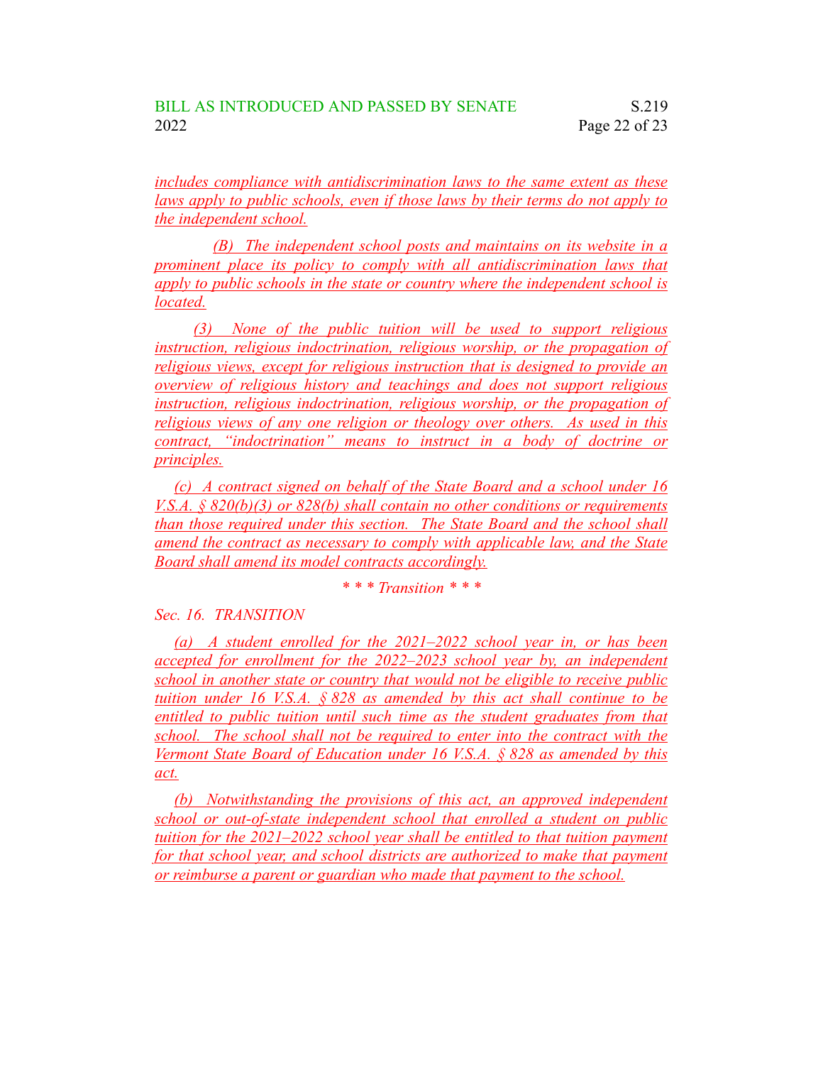includes compliance with antidiscrimination laws to the same extent as these laws apply to public schools, even if those laws by their terms do not apply to the independent school.

(B) The independent school posts and maintains on its website in a prominent place its policy to comply with all antidiscrimination laws that apply to public schools in the state or country where the independent school is located.

(3) None of the public tuition will be used to support religious instruction, religious indoctrination, religious worship, or the propagation of religious views, except for religious instruction that is designed to provide an overview of religious history and teachings and does not support religious instruction, religious indoctrination, religious worship, or the propagation of religious views of any one religion or theology over others. As used in this contract, "indoctrination" means to instruct in a body of doctrine or principles.

(c) A contract signed on behalf of the State Board and a school under 16 V.S.A. § 820(b)(3) or 828(b) shall contain no other conditions or requirements than those required under this section. The State Board and the school shall amend the contract as necessary to comply with applicable law, and the State Board shall amend its model contracts accordingly.

*\* \* \* Transition \* \* \**

*Sec. 16. TRANSITION*

(a) A student enrolled for the 2021–2022 school year in, or has been accepted for enrollment for the 2022–2023 school year by, an independent school in another state or country that would not be eligible to receive public tuition under 16 V.S.A. § 828 as amended by this act shall continue to be entitled to public tuition until such time as the student graduates from that school. The school shall not be required to enter into the contract with the Vermont State Board of Education under 16 V.S.A. § 828 as amended by this act.

(b) Notwithstanding the provisions of this act, an approved independent school or out-of-state independent school that enrolled a student on public tuition for the 2021–2022 school year shall be entitled to that tuition payment for that school year, and school districts are authorized to make that payment or reimburse a parent or guardian who made that payment to the school.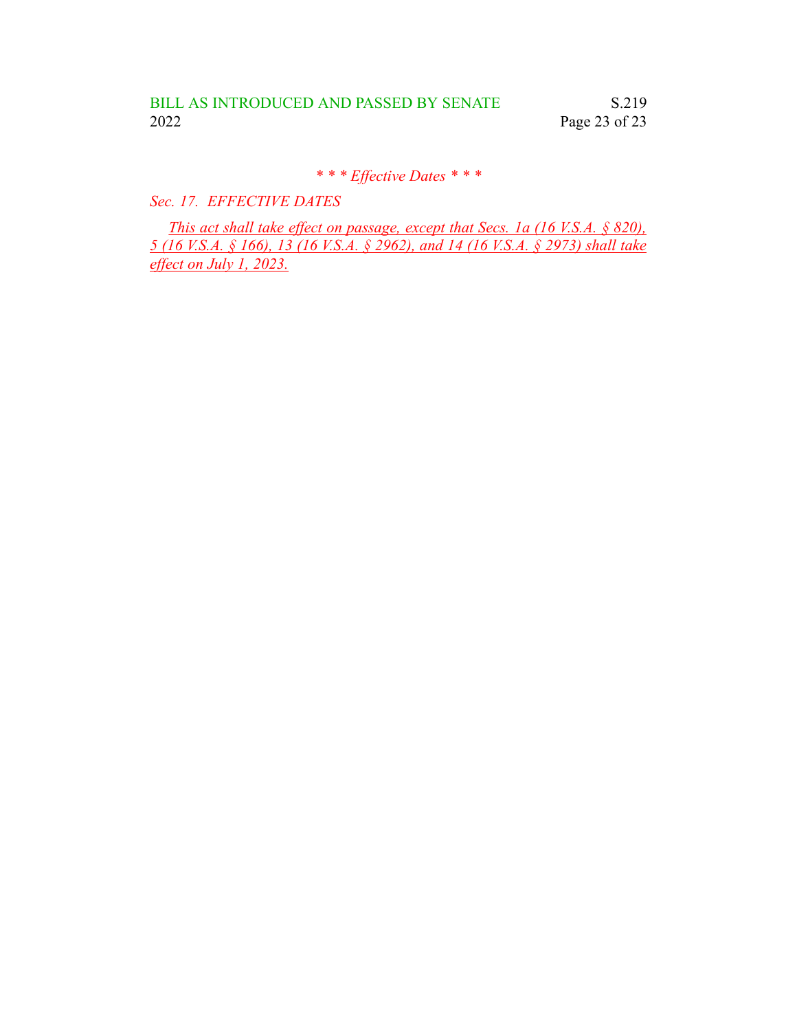*\* \* \* Effective Dates \* \* \**

*Sec. 17. EFFECTIVE DATES*

*This act shall take effect on passage, except that Secs. 1a (16 V.S.A. § 820), 5 (16 V.S.A. § 166), 13 (16 V.S.A. § 2962), and 14 (16 V.S.A. § 2973) shall take effect on July 1, 2023.*